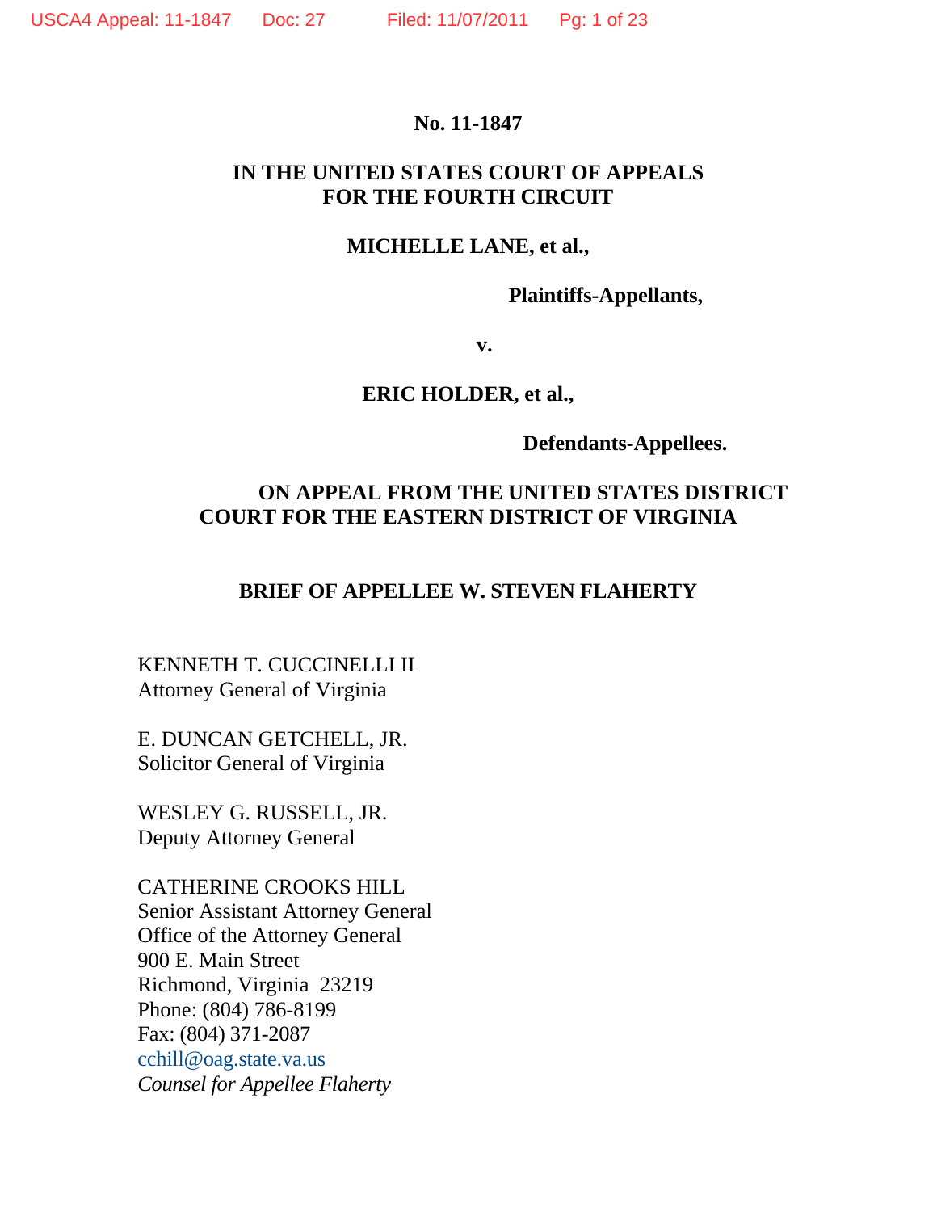**No. 11-1847**

**IN THE UNITED STATES COURT OF APPEALS**
**FOR THE FOURTH CIRCUIT**

**MICHELLE LANE, et al.,**

**Plaintiffs-Appellants,**

**v.**

**ERIC HOLDER, et al.,**

**Defendants-Appellees.**

**ON APPEAL FROM THE UNITED STATES DISTRICT COURT FOR THE EASTERN DISTRICT OF VIRGINIA**

**BRIEF OF APPELLEE W. STEVEN FLAHERTY**

KENNETH T. CUCCINELLI II
Attorney General of Virginia

E. DUNCAN GETCHELL, JR.
Solicitor General of Virginia

WESLEY G. RUSSELL, JR.
Deputy Attorney General

CATHERINE CROOKS HILL
Senior Assistant Attorney General
Office of the Attorney General
900 E. Main Street
Richmond, Virginia 23219
Phone: (804) 786-8199
Fax: (804) 371-2087
cchill@oag.state.va.us
*Counsel for Appellee Flaherty*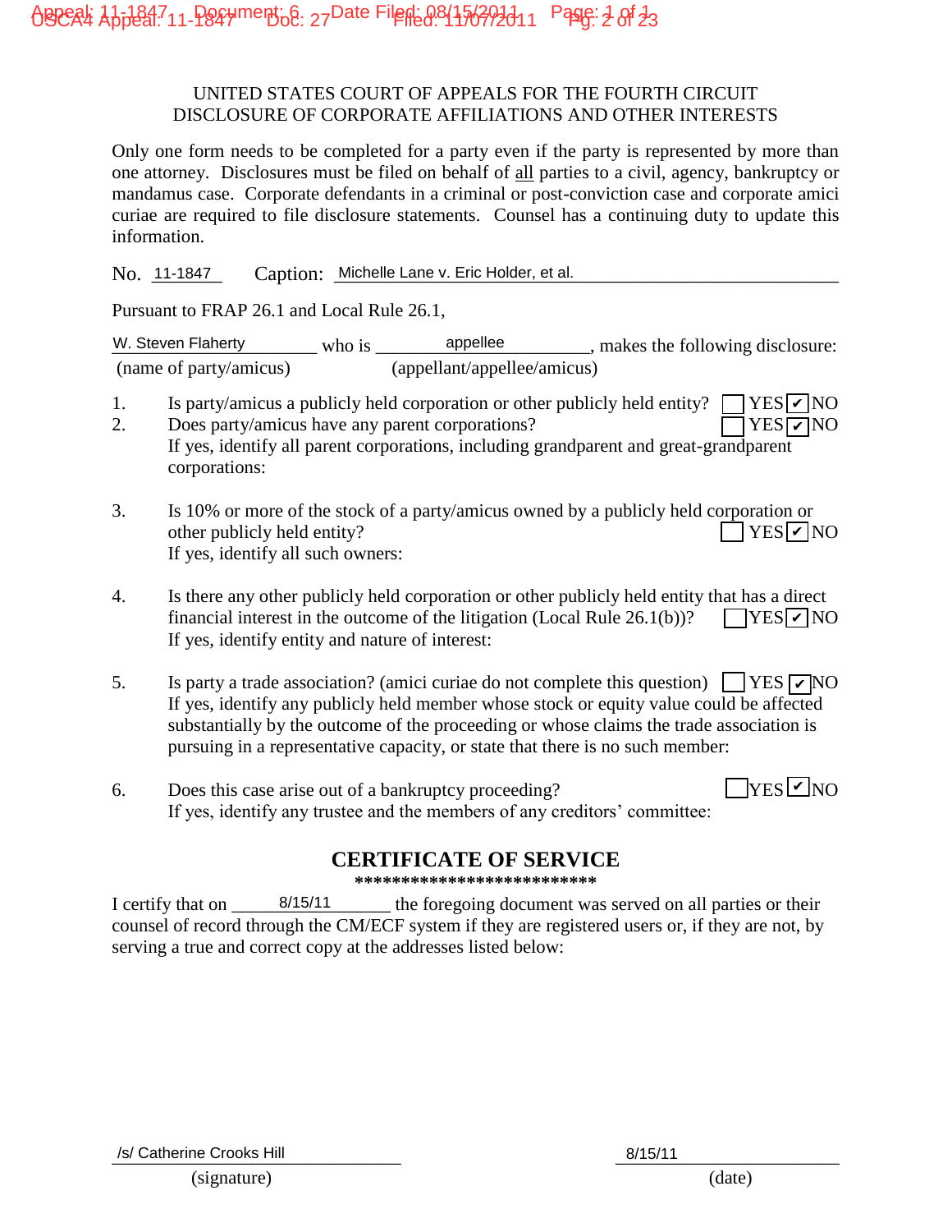UNITED STATES COURT OF APPEALS FOR THE FOURTH CIRCUIT
DISCLOSURE OF CORPORATE AFFILIATIONS AND OTHER INTERESTS

Only one form needs to be completed for a party even if the party is represented by more than one attorney. Disclosures must be filed on behalf of all parties to a civil, agency, bankruptcy or mandamus case. Corporate defendants in a criminal or post-conviction case and corporate amici curiae are required to file disclosure statements. Counsel has a continuing duty to update this information.

No. 11-1847 Caption: Michelle Lane v. Eric Holder, et al.

Pursuant to FRAP 26.1 and Local Rule 26.1,

W. Steven Flaherty who is appellee, makes the following disclosure:
(name of party/amicus) (appellant/appellee/amicus)

1. Is party/amicus a publicly held corporation or other publicly held entity? ☐ YES ☑ NO
2. Does party/amicus have any parent corporations? ☐ YES ☑ NO
   If yes, identify all parent corporations, including grandparent and great-grandparent corporations:

3. Is 10% or more of the stock of a party/amicus owned by a publicly held corporation or other publicly held entity? ☐ YES ☑ NO
   If yes, identify all such owners:

4. Is there any other publicly held corporation or other publicly held entity that has a direct financial interest in the outcome of the litigation (Local Rule 26.1(b))? ☐ YES ☑ NO
   If yes, identify entity and nature of interest:

5. Is party a trade association? (amici curiae do not complete this question) ☐ YES ☑ NO
   If yes, identify any publicly held member whose stock or equity value could be affected substantially by the outcome of the proceeding or whose claims the trade association is pursuing in a representative capacity, or state that there is no such member:

6. Does this case arise out of a bankruptcy proceeding? ☐ YES ☑ NO
   If yes, identify any trustee and the members of any creditors' committee:

## CERTIFICATE OF SERVICE

**************************

I certify that on 8/15/11 the foregoing document was served on all parties or their counsel of record through the CM/ECF system if they are registered users or, if they are not, by serving a true and correct copy at the addresses listed below:

/s/ Catherine Crooks Hill — (signature)

8/15/11 — (date)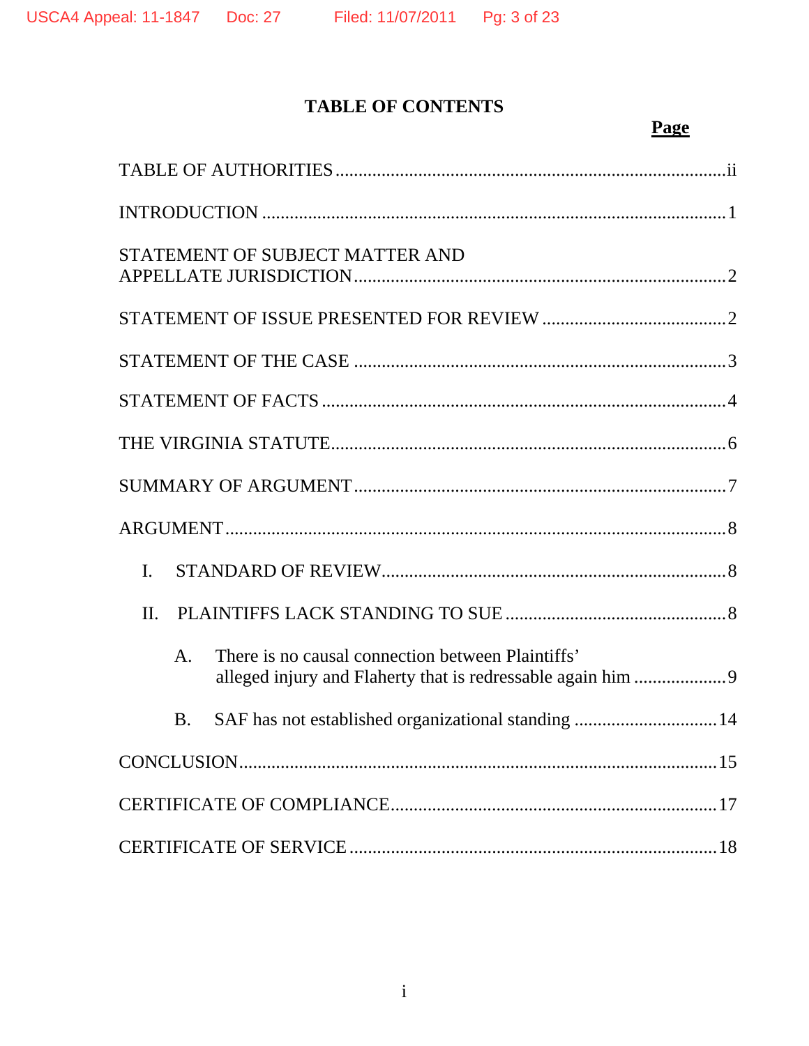# TABLE OF CONTENTS

| | Page |
|---|---|
| TABLE OF AUTHORITIES | ii |
| INTRODUCTION | 1 |
| STATEMENT OF SUBJECT MATTER AND APPELLATE JURISDICTION | 2 |
| STATEMENT OF ISSUE PRESENTED FOR REVIEW | 2 |
| STATEMENT OF THE CASE | 3 |
| STATEMENT OF FACTS | 4 |
| THE VIRGINIA STATUTE | 6 |
| SUMMARY OF ARGUMENT | 7 |
| ARGUMENT | 8 |
| I. STANDARD OF REVIEW | 8 |
| II. PLAINTIFFS LACK STANDING TO SUE | 8 |
| A. There is no causal connection between Plaintiffs' alleged injury and Flaherty that is redressable again him | 9 |
| B. SAF has not established organizational standing | 14 |
| CONCLUSION | 15 |
| CERTIFICATE OF COMPLIANCE | 17 |
| CERTIFICATE OF SERVICE | 18 |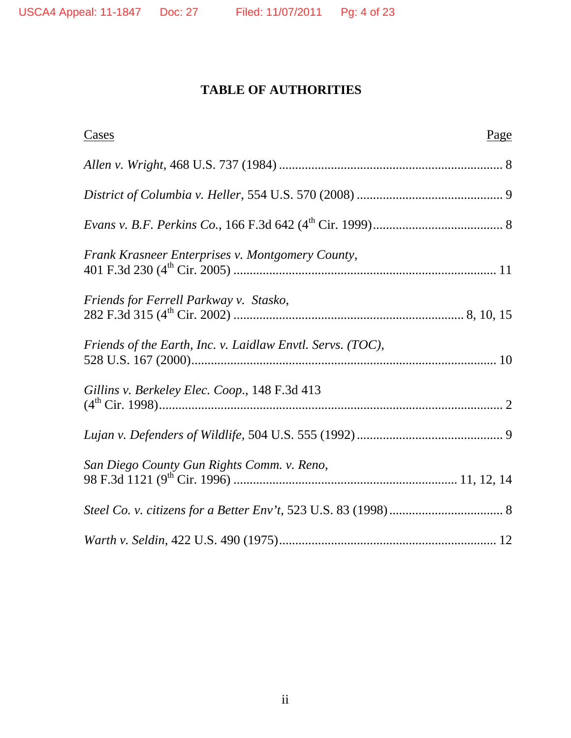# TABLE OF AUTHORITIES

| Cases | Page |
|---|---|
| *Allen v. Wright*, 468 U.S. 737 (1984) | 8 |
| *District of Columbia v. Heller*, 554 U.S. 570 (2008) | 9 |
| *Evans v. B.F. Perkins Co.*, 166 F.3d 642 (4th Cir. 1999) | 8 |
| *Frank Krasneer Enterprises v. Montgomery County*, 401 F.3d 230 (4th Cir. 2005) | 11 |
| *Friends for Ferrell Parkway v. Stasko*, 282 F.3d 315 (4th Cir. 2002) | 8, 10, 15 |
| *Friends of the Earth, Inc. v. Laidlaw Envtl. Servs. (TOC)*, 528 U.S. 167 (2000) | 10 |
| *Gillins v. Berkeley Elec. Coop.*, 148 F.3d 413 (4th Cir. 1998) | 2 |
| *Lujan v. Defenders of Wildlife*, 504 U.S. 555 (1992) | 9 |
| *San Diego County Gun Rights Comm. v. Reno*, 98 F.3d 1121 (9th Cir. 1996) | 11, 12, 14 |
| *Steel Co. v. citizens for a Better Env't*, 523 U.S. 83 (1998) | 8 |
| *Warth v. Seldin*, 422 U.S. 490 (1975) | 12 |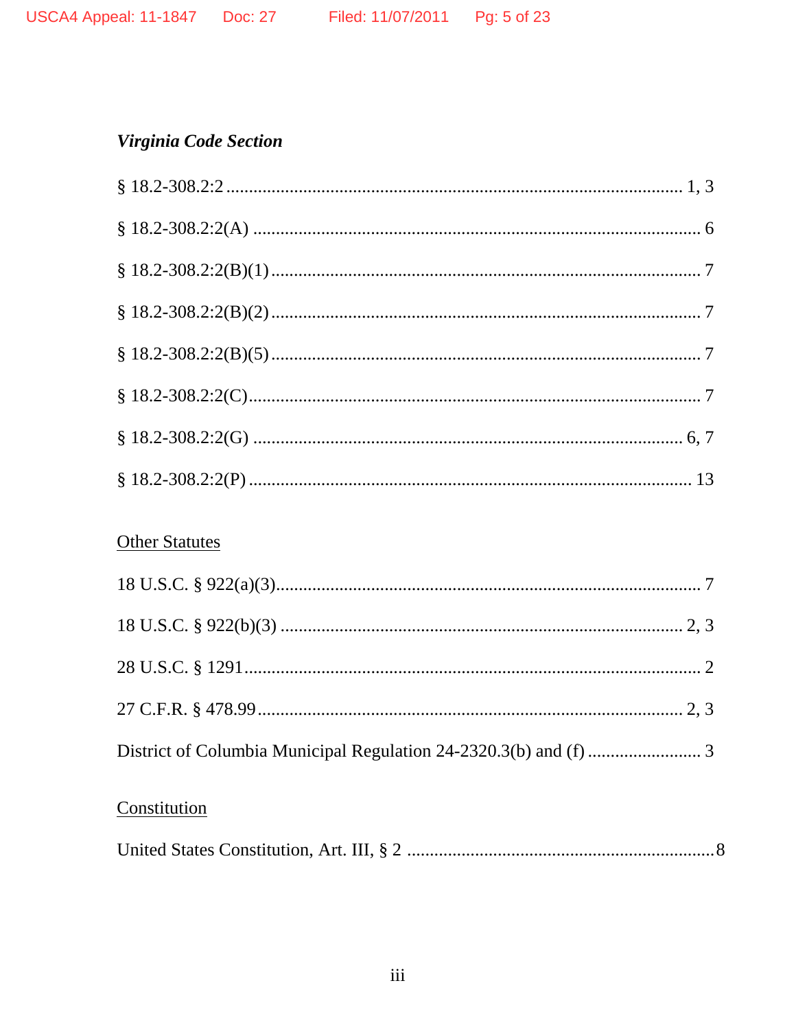***Virginia Code Section***

§ 18.2-308.2:2 ........................................................................................ 1, 3

§ 18.2-308.2:2(A) ........................................................................................ 6

§ 18.2-308.2:2(B)(1) ........................................................................................ 7

§ 18.2-308.2:2(B)(2) ........................................................................................ 7

§ 18.2-308.2:2(B)(5) ........................................................................................ 7

§ 18.2-308.2:2(C) ........................................................................................ 7

§ 18.2-308.2:2(G) ........................................................................................ 6, 7

§ 18.2-308.2:2(P) ........................................................................................ 13

<u>Other Statutes</u>

18 U.S.C. § 922(a)(3) ........................................................................................ 7

18 U.S.C. § 922(b)(3) ........................................................................................ 2, 3

28 U.S.C. § 1291 ........................................................................................ 2

27 C.F.R. § 478.99 ........................................................................................ 2, 3

District of Columbia Municipal Regulation 24-2320.3(b) and (f) ........................ 3

<u>Constitution</u>

United States Constitution, Art. III, § 2 ........................................................................................ 8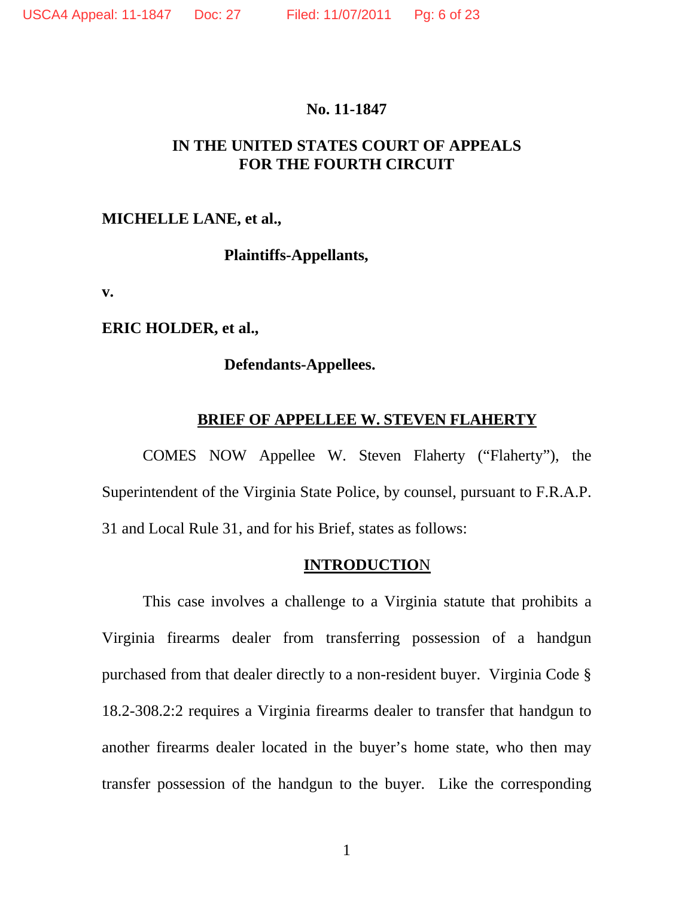**No. 11-1847**

**IN THE UNITED STATES COURT OF APPEALS**
**FOR THE FOURTH CIRCUIT**

**MICHELLE LANE, et al.,**

**Plaintiffs-Appellants,**

**v.**

**ERIC HOLDER, et al.,**

**Defendants-Appellees.**

**BRIEF OF APPELLEE W. STEVEN FLAHERTY**

COMES NOW Appellee W. Steven Flaherty ("Flaherty"), the Superintendent of the Virginia State Police, by counsel, pursuant to F.R.A.P. 31 and Local Rule 31, and for his Brief, states as follows:

## INTRODUCTION

This case involves a challenge to a Virginia statute that prohibits a Virginia firearms dealer from transferring possession of a handgun purchased from that dealer directly to a non-resident buyer. Virginia Code § 18.2-308.2:2 requires a Virginia firearms dealer to transfer that handgun to another firearms dealer located in the buyer's home state, who then may transfer possession of the handgun to the buyer. Like the corresponding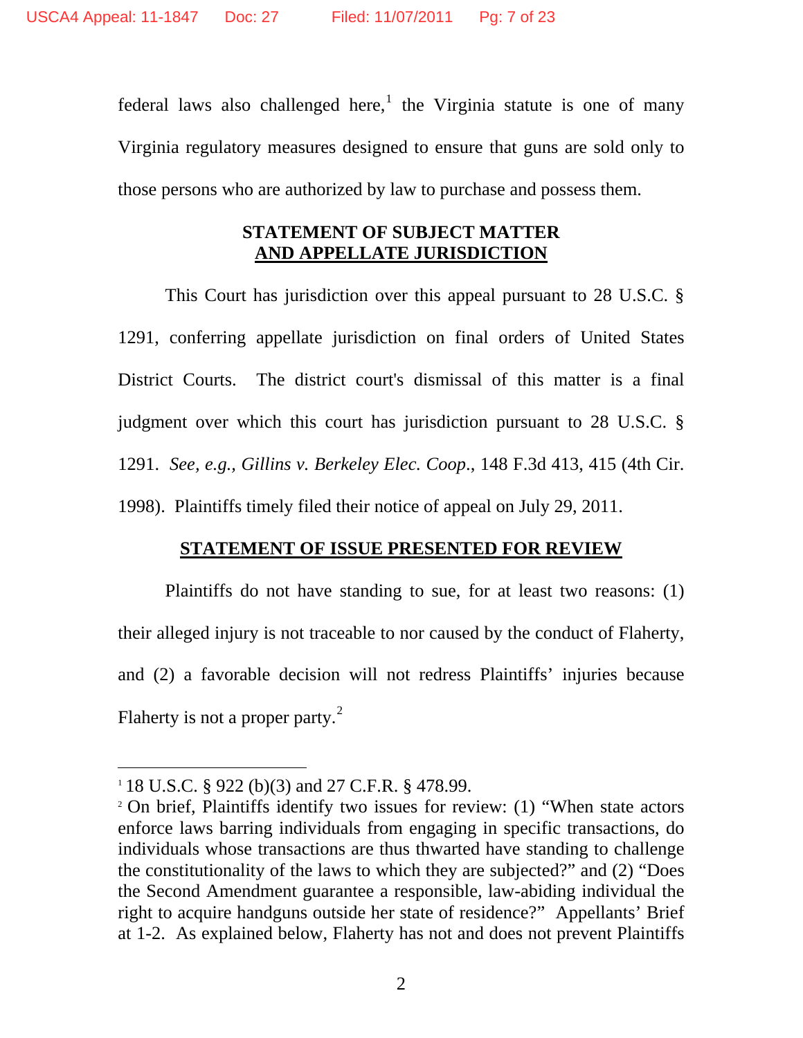federal laws also challenged here,[1] the Virginia statute is one of many Virginia regulatory measures designed to ensure that guns are sold only to those persons who are authorized by law to purchase and possess them.

## STATEMENT OF SUBJECT MATTER AND APPELLATE JURISDICTION

This Court has jurisdiction over this appeal pursuant to 28 U.S.C. § 1291, conferring appellate jurisdiction on final orders of United States District Courts. The district court's dismissal of this matter is a final judgment over which this court has jurisdiction pursuant to 28 U.S.C. § 1291. *See, e.g., Gillins v. Berkeley Elec. Coop.*, 148 F.3d 413, 415 (4th Cir. 1998). Plaintiffs timely filed their notice of appeal on July 29, 2011.

## STATEMENT OF ISSUE PRESENTED FOR REVIEW

Plaintiffs do not have standing to sue, for at least two reasons: (1) their alleged injury is not traceable to nor caused by the conduct of Flaherty, and (2) a favorable decision will not redress Plaintiffs' injuries because Flaherty is not a proper party.[2]

---

[1] 18 U.S.C. § 922 (b)(3) and 27 C.F.R. § 478.99.

[2] On brief, Plaintiffs identify two issues for review: (1) "When state actors enforce laws barring individuals from engaging in specific transactions, do individuals whose transactions are thus thwarted have standing to challenge the constitutionality of the laws to which they are subjected?" and (2) "Does the Second Amendment guarantee a responsible, law-abiding individual the right to acquire handguns outside her state of residence?" Appellants' Brief at 1-2. As explained below, Flaherty has not and does not prevent Plaintiffs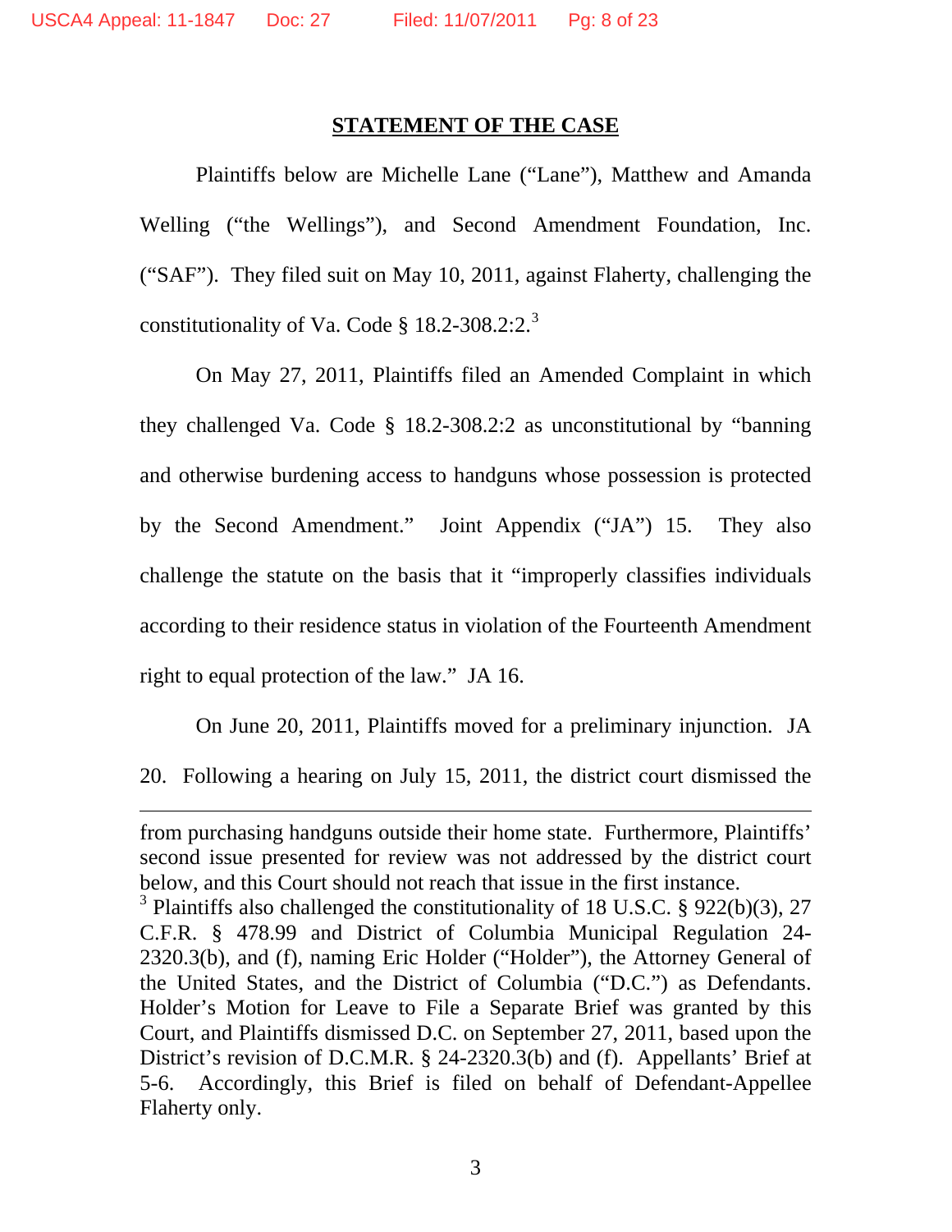## STATEMENT OF THE CASE

Plaintiffs below are Michelle Lane ("Lane"), Matthew and Amanda Welling ("the Wellings"), and Second Amendment Foundation, Inc. ("SAF"). They filed suit on May 10, 2011, against Flaherty, challenging the constitutionality of Va. Code § 18.2-308.2:2.[3]

On May 27, 2011, Plaintiffs filed an Amended Complaint in which they challenged Va. Code § 18.2-308.2:2 as unconstitutional by "banning and otherwise burdening access to handguns whose possession is protected by the Second Amendment." Joint Appendix ("JA") 15. They also challenge the statute on the basis that it "improperly classifies individuals according to their residence status in violation of the Fourteenth Amendment right to equal protection of the law." JA 16.

On June 20, 2011, Plaintiffs moved for a preliminary injunction. JA 20. Following a hearing on July 15, 2011, the district court dismissed the

---

from purchasing handguns outside their home state. Furthermore, Plaintiffs' second issue presented for review was not addressed by the district court below, and this Court should not reach that issue in the first instance.

[3] Plaintiffs also challenged the constitutionality of 18 U.S.C. § 922(b)(3), 27 C.F.R. § 478.99 and District of Columbia Municipal Regulation 24-2320.3(b), and (f), naming Eric Holder ("Holder"), the Attorney General of the United States, and the District of Columbia ("D.C.") as Defendants. Holder's Motion for Leave to File a Separate Brief was granted by this Court, and Plaintiffs dismissed D.C. on September 27, 2011, based upon the District's revision of D.C.M.R. § 24-2320.3(b) and (f). Appellants' Brief at 5-6. Accordingly, this Brief is filed on behalf of Defendant-Appellee Flaherty only.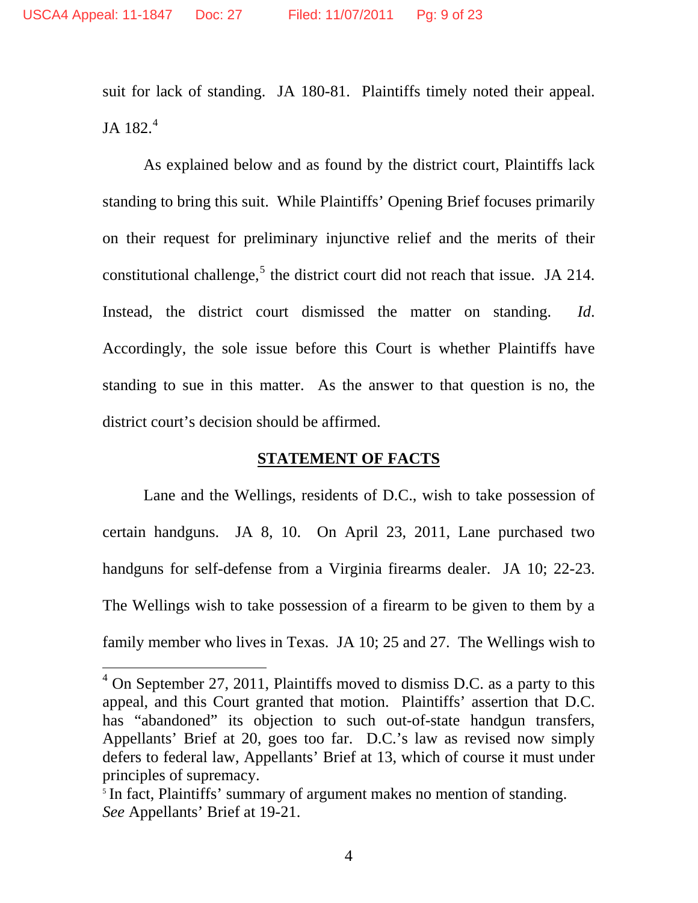suit for lack of standing. JA 180-81. Plaintiffs timely noted their appeal. JA 182.[4]

As explained below and as found by the district court, Plaintiffs lack standing to bring this suit. While Plaintiffs' Opening Brief focuses primarily on their request for preliminary injunctive relief and the merits of their constitutional challenge,[5] the district court did not reach that issue. JA 214. Instead, the district court dismissed the matter on standing. *Id.* Accordingly, the sole issue before this Court is whether Plaintiffs have standing to sue in this matter. As the answer to that question is no, the district court's decision should be affirmed.

## STATEMENT OF FACTS

Lane and the Wellings, residents of D.C., wish to take possession of certain handguns. JA 8, 10. On April 23, 2011, Lane purchased two handguns for self-defense from a Virginia firearms dealer. JA 10; 22-23. The Wellings wish to take possession of a firearm to be given to them by a family member who lives in Texas. JA 10; 25 and 27. The Wellings wish to

---

[4] On September 27, 2011, Plaintiffs moved to dismiss D.C. as a party to this appeal, and this Court granted that motion. Plaintiffs' assertion that D.C. has "abandoned" its objection to such out-of-state handgun transfers, Appellants' Brief at 20, goes too far. D.C.'s law as revised now simply defers to federal law, Appellants' Brief at 13, which of course it must under principles of supremacy.

[5] In fact, Plaintiffs' summary of argument makes no mention of standing. *See* Appellants' Brief at 19-21.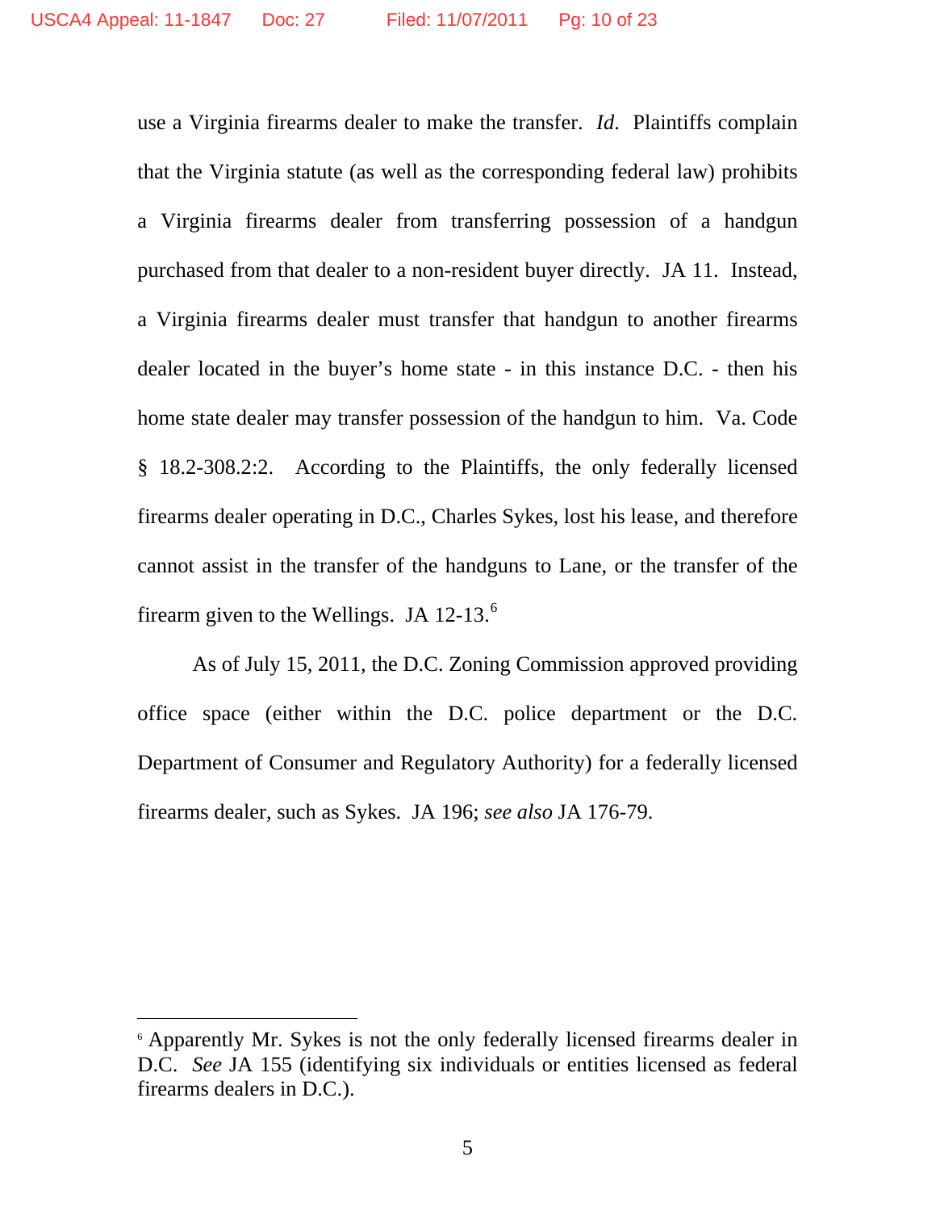use a Virginia firearms dealer to make the transfer. *Id*. Plaintiffs complain that the Virginia statute (as well as the corresponding federal law) prohibits a Virginia firearms dealer from transferring possession of a handgun purchased from that dealer to a non-resident buyer directly. JA 11. Instead, a Virginia firearms dealer must transfer that handgun to another firearms dealer located in the buyer's home state - in this instance D.C. - then his home state dealer may transfer possession of the handgun to him. Va. Code § 18.2-308.2:2. According to the Plaintiffs, the only federally licensed firearms dealer operating in D.C., Charles Sykes, lost his lease, and therefore cannot assist in the transfer of the handguns to Lane, or the transfer of the firearm given to the Wellings. JA 12-13.[6]

As of July 15, 2011, the D.C. Zoning Commission approved providing office space (either within the D.C. police department or the D.C. Department of Consumer and Regulatory Authority) for a federally licensed firearms dealer, such as Sykes. JA 196; *see also* JA 176-79.

---

[6] Apparently Mr. Sykes is not the only federally licensed firearms dealer in D.C. *See* JA 155 (identifying six individuals or entities licensed as federal firearms dealers in D.C.).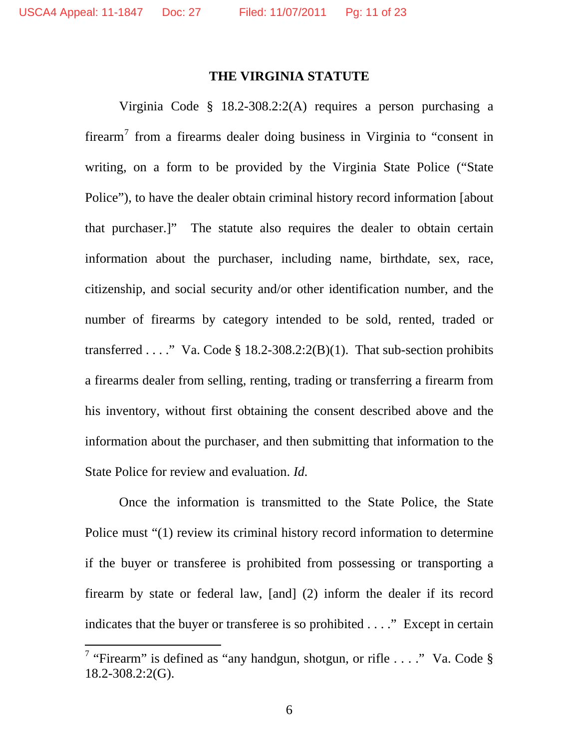## THE VIRGINIA STATUTE

Virginia Code § 18.2-308.2:2(A) requires a person purchasing a firearm[7] from a firearms dealer doing business in Virginia to "consent in writing, on a form to be provided by the Virginia State Police ("State Police"), to have the dealer obtain criminal history record information [about that purchaser.]" The statute also requires the dealer to obtain certain information about the purchaser, including name, birthdate, sex, race, citizenship, and social security and/or other identification number, and the number of firearms by category intended to be sold, rented, traded or transferred . . . ." Va. Code § 18.2-308.2:2(B)(1). That sub-section prohibits a firearms dealer from selling, renting, trading or transferring a firearm from his inventory, without first obtaining the consent described above and the information about the purchaser, and then submitting that information to the State Police for review and evaluation. *Id.*

Once the information is transmitted to the State Police, the State Police must "(1) review its criminal history record information to determine if the buyer or transferee is prohibited from possessing or transporting a firearm by state or federal law, [and] (2) inform the dealer if its record indicates that the buyer or transferee is so prohibited . . . ." Except in certain

---

[7] "Firearm" is defined as "any handgun, shotgun, or rifle . . . ." Va. Code § 18.2-308.2:2(G).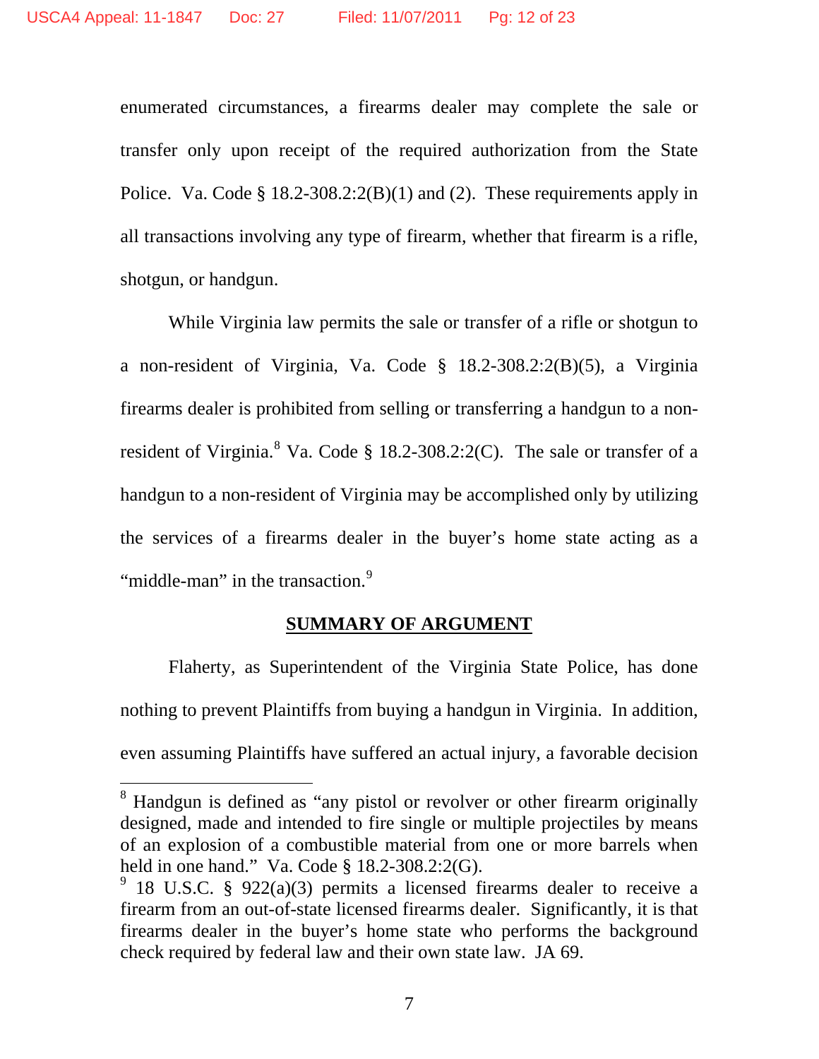enumerated circumstances, a firearms dealer may complete the sale or transfer only upon receipt of the required authorization from the State Police. Va. Code § 18.2-308.2:2(B)(1) and (2). These requirements apply in all transactions involving any type of firearm, whether that firearm is a rifle, shotgun, or handgun.

While Virginia law permits the sale or transfer of a rifle or shotgun to a non-resident of Virginia, Va. Code § 18.2-308.2:2(B)(5), a Virginia firearms dealer is prohibited from selling or transferring a handgun to a non-resident of Virginia.[8] Va. Code § 18.2-308.2:2(C). The sale or transfer of a handgun to a non-resident of Virginia may be accomplished only by utilizing the services of a firearms dealer in the buyer's home state acting as a "middle-man" in the transaction.[9]

## SUMMARY OF ARGUMENT

Flaherty, as Superintendent of the Virginia State Police, has done nothing to prevent Plaintiffs from buying a handgun in Virginia. In addition, even assuming Plaintiffs have suffered an actual injury, a favorable decision

---

[8] Handgun is defined as "any pistol or revolver or other firearm originally designed, made and intended to fire single or multiple projectiles by means of an explosion of a combustible material from one or more barrels when held in one hand." Va. Code § 18.2-308.2:2(G).

[9] 18 U.S.C. § 922(a)(3) permits a licensed firearms dealer to receive a firearm from an out-of-state licensed firearms dealer. Significantly, it is that firearms dealer in the buyer's home state who performs the background check required by federal law and their own state law. JA 69.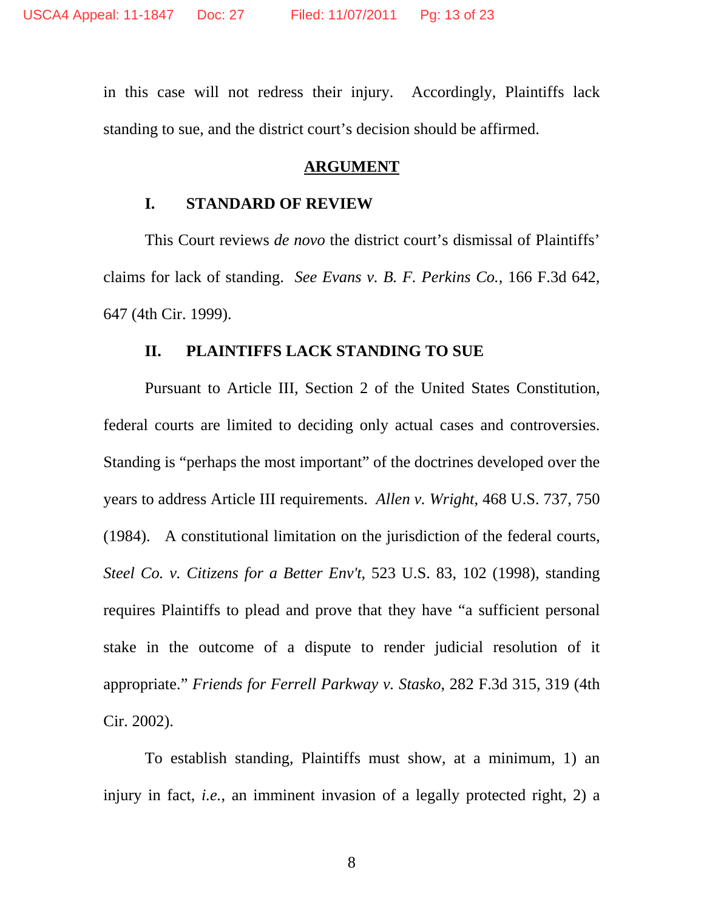in this case will not redress their injury. Accordingly, Plaintiffs lack standing to sue, and the district court's decision should be affirmed.

## ARGUMENT

### I. STANDARD OF REVIEW

This Court reviews *de novo* the district court's dismissal of Plaintiffs' claims for lack of standing. *See Evans v. B. F. Perkins Co.*, 166 F.3d 642, 647 (4th Cir. 1999).

### II. PLAINTIFFS LACK STANDING TO SUE

Pursuant to Article III, Section 2 of the United States Constitution, federal courts are limited to deciding only actual cases and controversies. Standing is "perhaps the most important" of the doctrines developed over the years to address Article III requirements. *Allen v. Wright*, 468 U.S. 737, 750 (1984). A constitutional limitation on the jurisdiction of the federal courts, *Steel Co. v. Citizens for a Better Env't*, 523 U.S. 83, 102 (1998), standing requires Plaintiffs to plead and prove that they have "a sufficient personal stake in the outcome of a dispute to render judicial resolution of it appropriate." *Friends for Ferrell Parkway v. Stasko*, 282 F.3d 315, 319 (4th Cir. 2002).

To establish standing, Plaintiffs must show, at a minimum, 1) an injury in fact, *i.e.*, an imminent invasion of a legally protected right, 2) a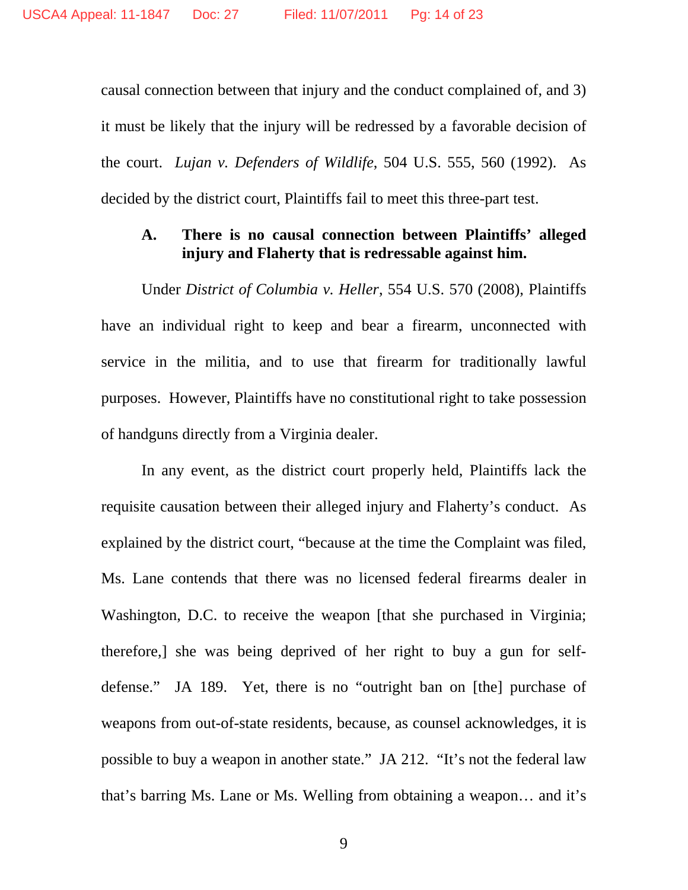causal connection between that injury and the conduct complained of, and 3) it must be likely that the injury will be redressed by a favorable decision of the court. *Lujan v. Defenders of Wildlife*, 504 U.S. 555, 560 (1992). As decided by the district court, Plaintiffs fail to meet this three-part test.

### A. There is no causal connection between Plaintiffs' alleged injury and Flaherty that is redressable against him.

Under *District of Columbia v. Heller*, 554 U.S. 570 (2008), Plaintiffs have an individual right to keep and bear a firearm, unconnected with service in the militia, and to use that firearm for traditionally lawful purposes. However, Plaintiffs have no constitutional right to take possession of handguns directly from a Virginia dealer.

In any event, as the district court properly held, Plaintiffs lack the requisite causation between their alleged injury and Flaherty's conduct. As explained by the district court, "because at the time the Complaint was filed, Ms. Lane contends that there was no licensed federal firearms dealer in Washington, D.C. to receive the weapon [that she purchased in Virginia; therefore,] she was being deprived of her right to buy a gun for self-defense." JA 189. Yet, there is no "outright ban on [the] purchase of weapons from out-of-state residents, because, as counsel acknowledges, it is possible to buy a weapon in another state." JA 212. "It's not the federal law that's barring Ms. Lane or Ms. Welling from obtaining a weapon… and it's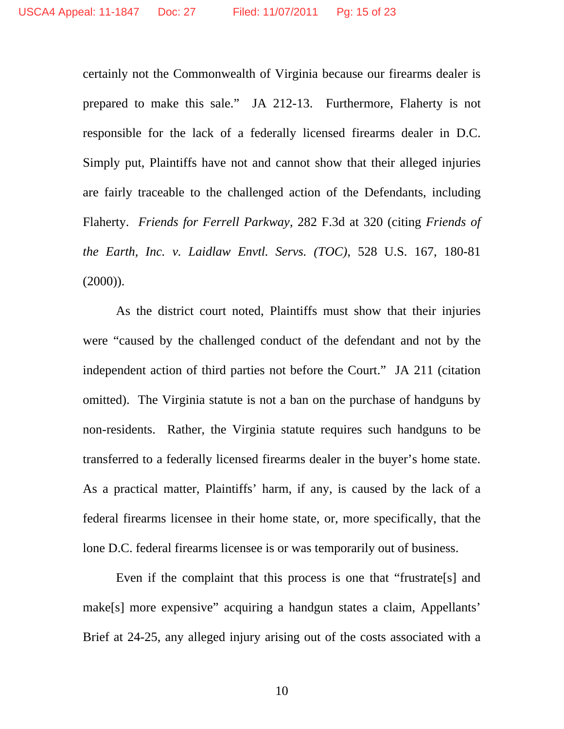certainly not the Commonwealth of Virginia because our firearms dealer is prepared to make this sale." JA 212-13. Furthermore, Flaherty is not responsible for the lack of a federally licensed firearms dealer in D.C. Simply put, Plaintiffs have not and cannot show that their alleged injuries are fairly traceable to the challenged action of the Defendants, including Flaherty. *Friends for Ferrell Parkway*, 282 F.3d at 320 (citing *Friends of the Earth, Inc. v. Laidlaw Envtl. Servs. (TOC)*, 528 U.S. 167, 180-81 (2000)).

As the district court noted, Plaintiffs must show that their injuries were "caused by the challenged conduct of the defendant and not by the independent action of third parties not before the Court." JA 211 (citation omitted). The Virginia statute is not a ban on the purchase of handguns by non-residents. Rather, the Virginia statute requires such handguns to be transferred to a federally licensed firearms dealer in the buyer's home state. As a practical matter, Plaintiffs' harm, if any, is caused by the lack of a federal firearms licensee in their home state, or, more specifically, that the lone D.C. federal firearms licensee is or was temporarily out of business.

Even if the complaint that this process is one that "frustrate[s] and make[s] more expensive" acquiring a handgun states a claim, Appellants' Brief at 24-25, any alleged injury arising out of the costs associated with a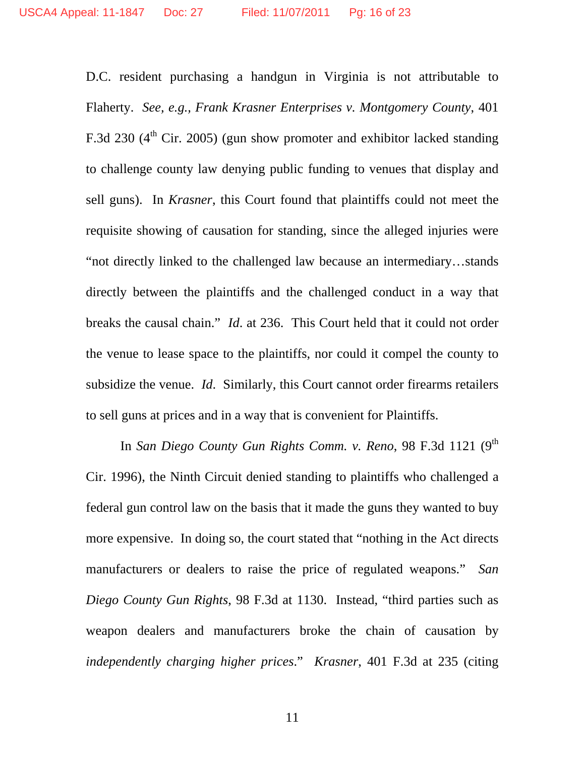D.C. resident purchasing a handgun in Virginia is not attributable to Flaherty. *See, e.g., Frank Krasner Enterprises v. Montgomery County*, 401 F.3d 230 (4th Cir. 2005) (gun show promoter and exhibitor lacked standing to challenge county law denying public funding to venues that display and sell guns). In *Krasner*, this Court found that plaintiffs could not meet the requisite showing of causation for standing, since the alleged injuries were "not directly linked to the challenged law because an intermediary…stands directly between the plaintiffs and the challenged conduct in a way that breaks the causal chain." *Id*. at 236. This Court held that it could not order the venue to lease space to the plaintiffs, nor could it compel the county to subsidize the venue. *Id*. Similarly, this Court cannot order firearms retailers to sell guns at prices and in a way that is convenient for Plaintiffs.

In *San Diego County Gun Rights Comm. v. Reno*, 98 F.3d 1121 (9th Cir. 1996), the Ninth Circuit denied standing to plaintiffs who challenged a federal gun control law on the basis that it made the guns they wanted to buy more expensive. In doing so, the court stated that "nothing in the Act directs manufacturers or dealers to raise the price of regulated weapons." *San Diego County Gun Rights*, 98 F.3d at 1130. Instead, "third parties such as weapon dealers and manufacturers broke the chain of causation by *independently charging higher prices*." *Krasner*, 401 F.3d at 235 (citing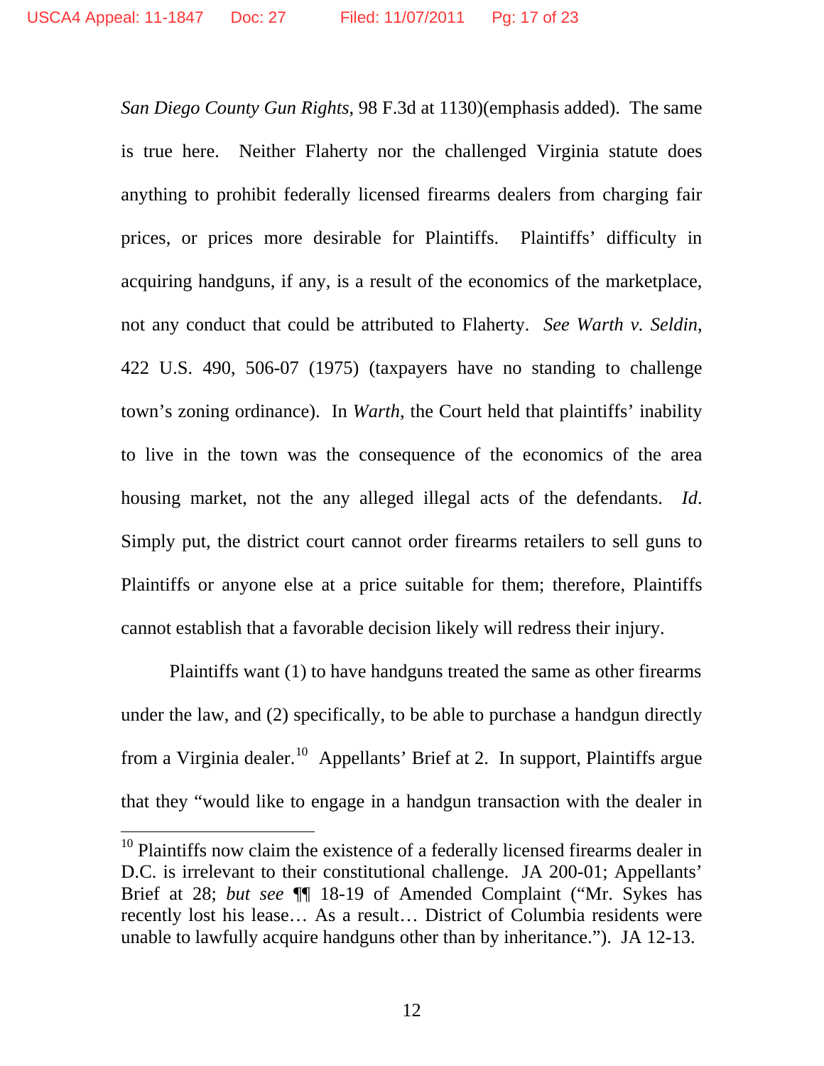*San Diego County Gun Rights*, 98 F.3d at 1130)(emphasis added). The same is true here. Neither Flaherty nor the challenged Virginia statute does anything to prohibit federally licensed firearms dealers from charging fair prices, or prices more desirable for Plaintiffs. Plaintiffs' difficulty in acquiring handguns, if any, is a result of the economics of the marketplace, not any conduct that could be attributed to Flaherty. *See Warth v. Seldin*, 422 U.S. 490, 506-07 (1975) (taxpayers have no standing to challenge town's zoning ordinance). In *Warth*, the Court held that plaintiffs' inability to live in the town was the consequence of the economics of the area housing market, not the any alleged illegal acts of the defendants. *Id.* Simply put, the district court cannot order firearms retailers to sell guns to Plaintiffs or anyone else at a price suitable for them; therefore, Plaintiffs cannot establish that a favorable decision likely will redress their injury.

Plaintiffs want (1) to have handguns treated the same as other firearms under the law, and (2) specifically, to be able to purchase a handgun directly from a Virginia dealer.[10] Appellants' Brief at 2. In support, Plaintiffs argue that they "would like to engage in a handgun transaction with the dealer in

---

[10] Plaintiffs now claim the existence of a federally licensed firearms dealer in D.C. is irrelevant to their constitutional challenge. JA 200-01; Appellants' Brief at 28; *but see* ¶¶ 18-19 of Amended Complaint ("Mr. Sykes has recently lost his lease… As a result… District of Columbia residents were unable to lawfully acquire handguns other than by inheritance."). JA 12-13.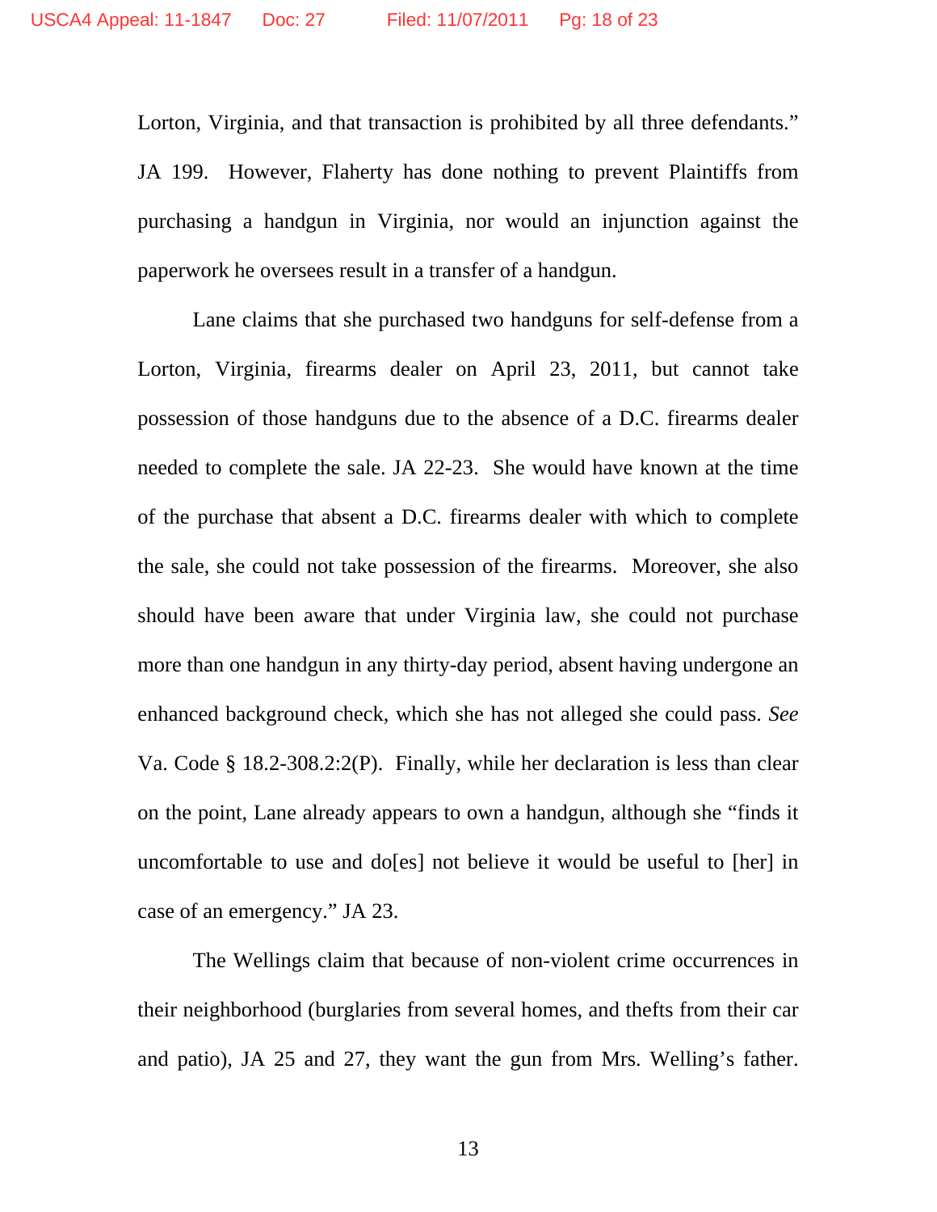Lorton, Virginia, and that transaction is prohibited by all three defendants." JA 199. However, Flaherty has done nothing to prevent Plaintiffs from purchasing a handgun in Virginia, nor would an injunction against the paperwork he oversees result in a transfer of a handgun.

Lane claims that she purchased two handguns for self-defense from a Lorton, Virginia, firearms dealer on April 23, 2011, but cannot take possession of those handguns due to the absence of a D.C. firearms dealer needed to complete the sale. JA 22-23. She would have known at the time of the purchase that absent a D.C. firearms dealer with which to complete the sale, she could not take possession of the firearms. Moreover, she also should have been aware that under Virginia law, she could not purchase more than one handgun in any thirty-day period, absent having undergone an enhanced background check, which she has not alleged she could pass. *See* Va. Code § 18.2-308.2:2(P). Finally, while her declaration is less than clear on the point, Lane already appears to own a handgun, although she "finds it uncomfortable to use and do[es] not believe it would be useful to [her] in case of an emergency." JA 23.

The Wellings claim that because of non-violent crime occurrences in their neighborhood (burglaries from several homes, and thefts from their car and patio), JA 25 and 27, they want the gun from Mrs. Welling's father.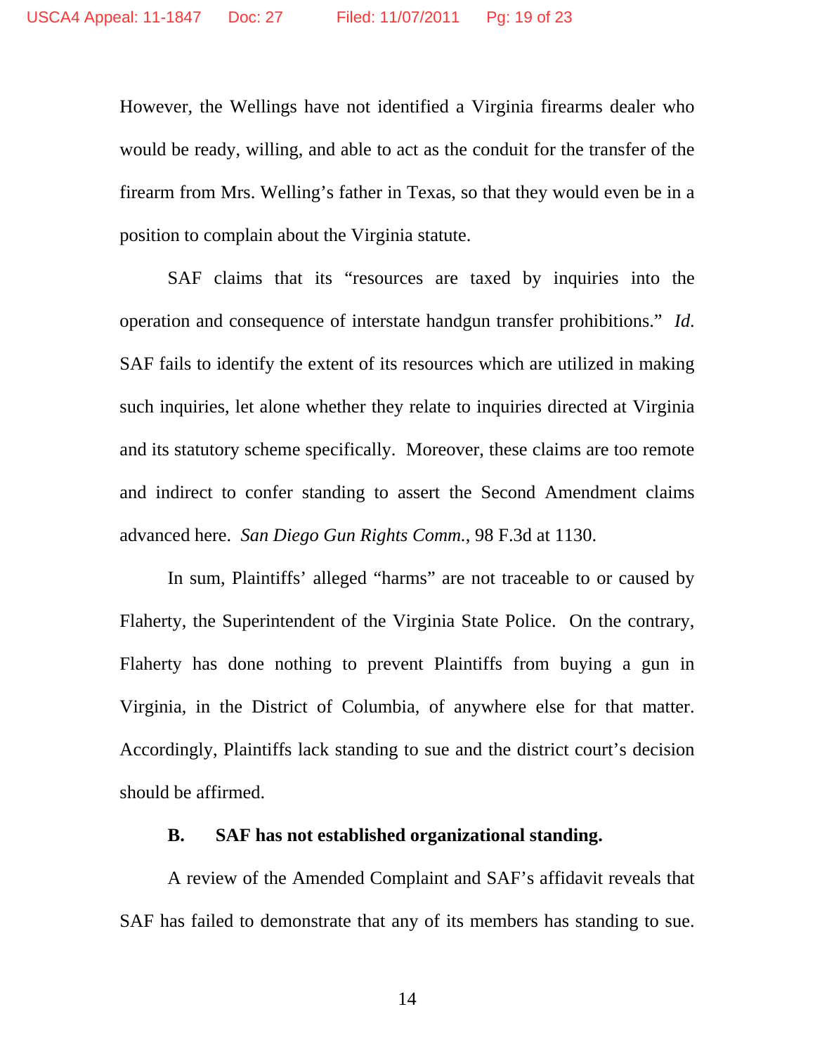However, the Wellings have not identified a Virginia firearms dealer who would be ready, willing, and able to act as the conduit for the transfer of the firearm from Mrs. Welling's father in Texas, so that they would even be in a position to complain about the Virginia statute.

SAF claims that its "resources are taxed by inquiries into the operation and consequence of interstate handgun transfer prohibitions." *Id.* SAF fails to identify the extent of its resources which are utilized in making such inquiries, let alone whether they relate to inquiries directed at Virginia and its statutory scheme specifically. Moreover, these claims are too remote and indirect to confer standing to assert the Second Amendment claims advanced here. *San Diego Gun Rights Comm.*, 98 F.3d at 1130.

In sum, Plaintiffs' alleged "harms" are not traceable to or caused by Flaherty, the Superintendent of the Virginia State Police. On the contrary, Flaherty has done nothing to prevent Plaintiffs from buying a gun in Virginia, in the District of Columbia, of anywhere else for that matter. Accordingly, Plaintiffs lack standing to sue and the district court's decision should be affirmed.

**B. SAF has not established organizational standing.**

A review of the Amended Complaint and SAF's affidavit reveals that SAF has failed to demonstrate that any of its members has standing to sue.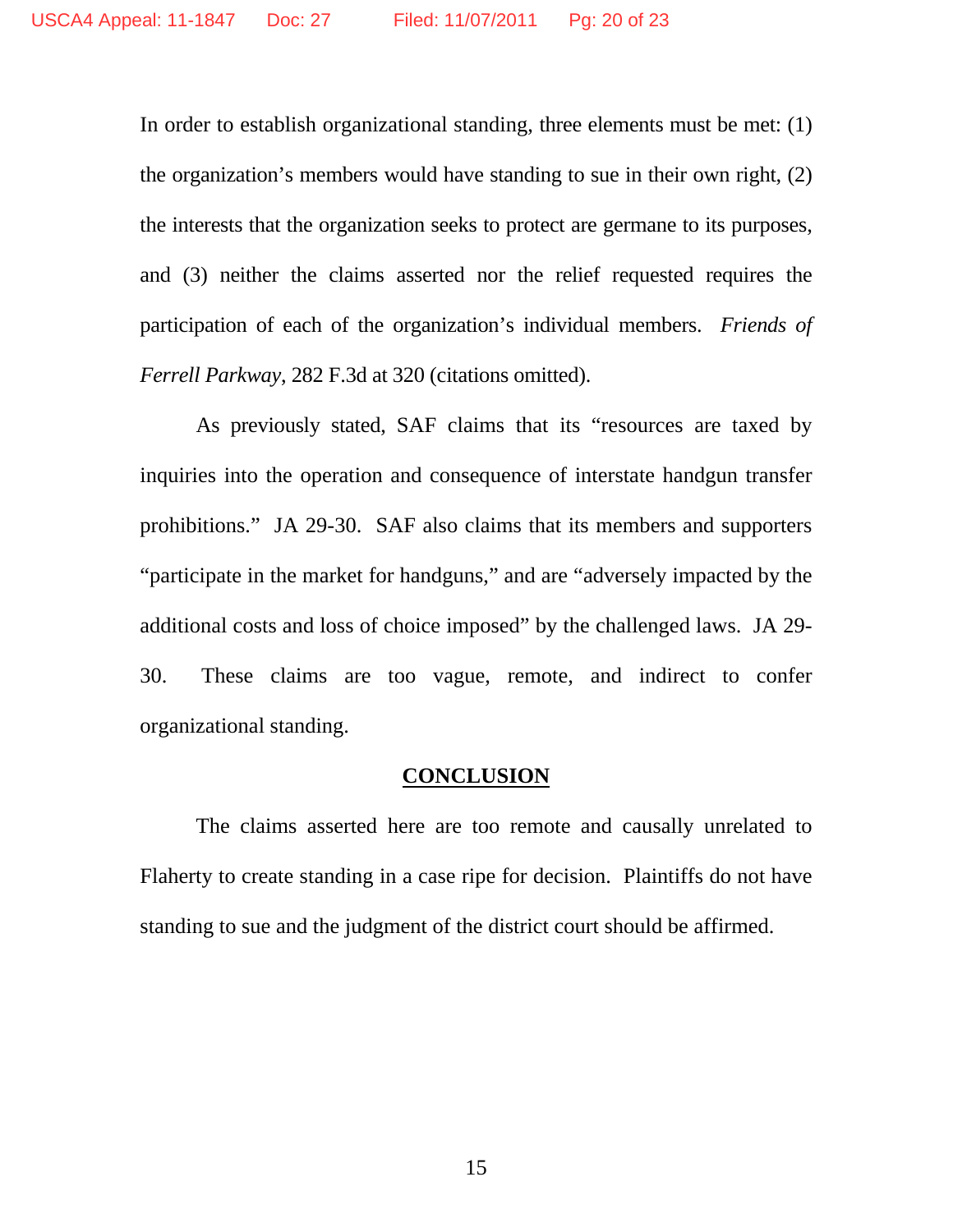In order to establish organizational standing, three elements must be met: (1) the organization's members would have standing to sue in their own right, (2) the interests that the organization seeks to protect are germane to its purposes, and (3) neither the claims asserted nor the relief requested requires the participation of each of the organization's individual members. *Friends of Ferrell Parkway*, 282 F.3d at 320 (citations omitted).

As previously stated, SAF claims that its "resources are taxed by inquiries into the operation and consequence of interstate handgun transfer prohibitions." JA 29-30. SAF also claims that its members and supporters "participate in the market for handguns," and are "adversely impacted by the additional costs and loss of choice imposed" by the challenged laws. JA 29-30. These claims are too vague, remote, and indirect to confer organizational standing.

## CONCLUSION

The claims asserted here are too remote and causally unrelated to Flaherty to create standing in a case ripe for decision. Plaintiffs do not have standing to sue and the judgment of the district court should be affirmed.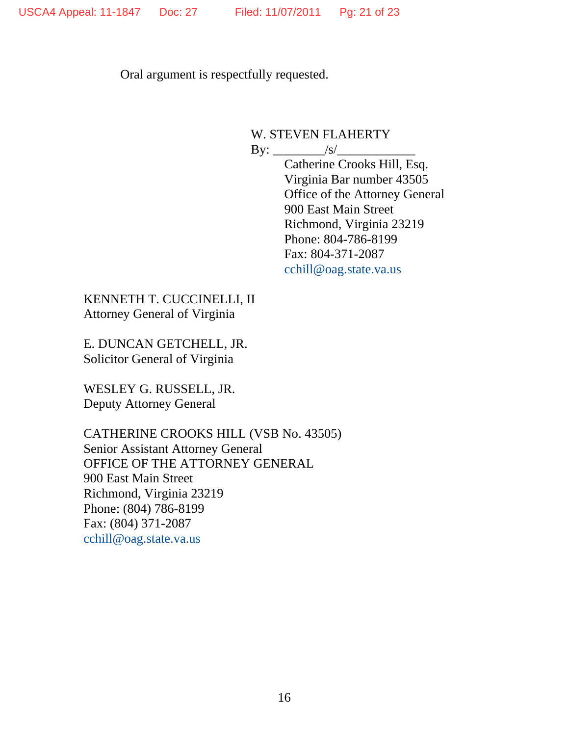Oral argument is respectfully requested.

W. STEVEN FLAHERTY
By: ________/s/____________
Catherine Crooks Hill, Esq.
Virginia Bar number 43505
Office of the Attorney General
900 East Main Street
Richmond, Virginia 23219
Phone: 804-786-8199
Fax: 804-371-2087
cchill@oag.state.va.us

KENNETH T. CUCCINELLI, II
Attorney General of Virginia

E. DUNCAN GETCHELL, JR.
Solicitor General of Virginia

WESLEY G. RUSSELL, JR.
Deputy Attorney General

CATHERINE CROOKS HILL (VSB No. 43505)
Senior Assistant Attorney General
OFFICE OF THE ATTORNEY GENERAL
900 East Main Street
Richmond, Virginia 23219
Phone: (804) 786-8199
Fax: (804) 371-2087
cchill@oag.state.va.us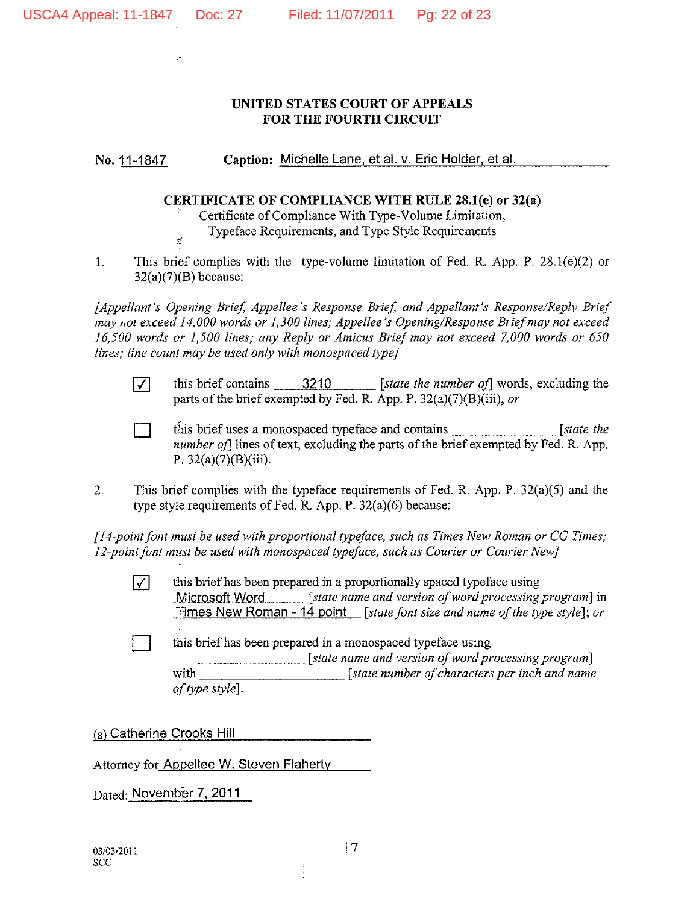**UNITED STATES COURT OF APPEALS**
**FOR THE FOURTH CIRCUIT**

**No.** 11-1847 **Caption:** Michelle Lane, et al. v. Eric Holder, et al.

**CERTIFICATE OF COMPLIANCE WITH RULE 28.1(e) or 32(a)**
Certificate of Compliance With Type-Volume Limitation,
Typeface Requirements, and Type Style Requirements

1. This brief complies with the type-volume limitation of Fed. R. App. P. 28.1(e)(2) or 32(a)(7)(B) because:

*[Appellant's Opening Brief, Appellee's Response Brief, and Appellant's Response/Reply Brief may not exceed 14,000 words or 1,300 lines; Appellee's Opening/Response Brief may not exceed 16,500 words or 1,500 lines; any Reply or Amicus Brief may not exceed 7,000 words or 650 lines; line count may be used only with monospaced type]*

☑ this brief contains 3210 *[state the number of]* words, excluding the parts of the brief exempted by Fed. R. App. P. 32(a)(7)(B)(iii), *or*

☐ this brief uses a monospaced typeface and contains ______________ *[state the number of]* lines of text, excluding the parts of the brief exempted by Fed. R. App. P. 32(a)(7)(B)(iii).

2. This brief complies with the typeface requirements of Fed. R. App. P. 32(a)(5) and the type style requirements of Fed. R. App. P. 32(a)(6) because:

*[14-point font must be used with proportional typeface, such as Times New Roman or CG Times; 12-point font must be used with monospaced typeface, such as Courier or Courier New]*

☑ this brief has been prepared in a proportionally spaced typeface using Microsoft Word *[state name and version of word processing program]* in Times New Roman - 14 point *[state font size and name of the type style]*; *or*

☐ this brief has been prepared in a monospaced typeface using ______________ *[state name and version of word processing program]* with ______________ *[state number of characters per inch and name of type style]*.

(s) Catherine Crooks Hill

Attorney for Appellee W. Steven Flaherty

Dated: November 7, 2011

03/03/2011
SCC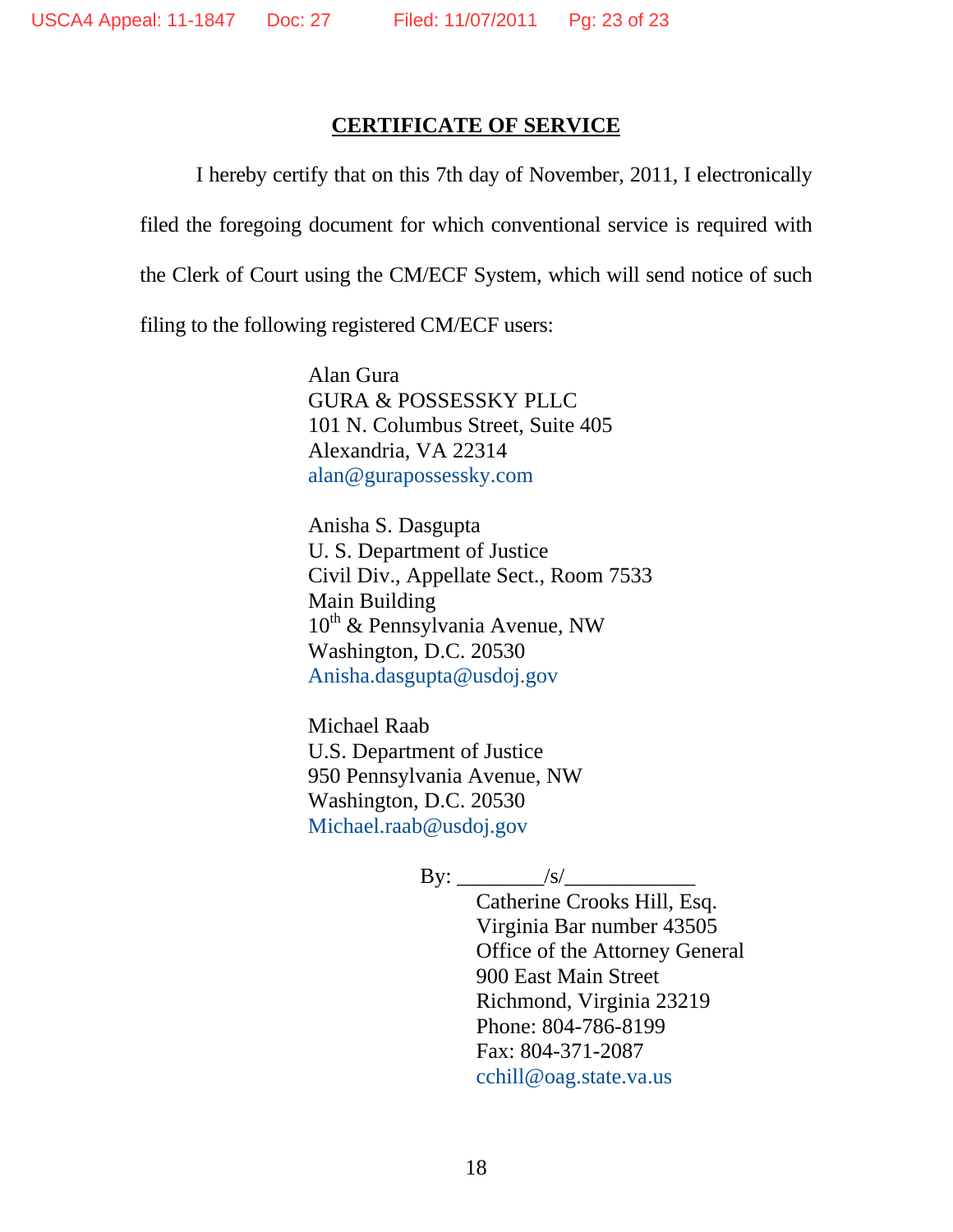## CERTIFICATE OF SERVICE

I hereby certify that on this 7th day of November, 2011, I electronically filed the foregoing document for which conventional service is required with the Clerk of Court using the CM/ECF System, which will send notice of such filing to the following registered CM/ECF users:

Alan Gura
GURA & POSSESSKY PLLC
101 N. Columbus Street, Suite 405
Alexandria, VA 22314
alan@gurapossessky.com

Anisha S. Dasgupta
U. S. Department of Justice
Civil Div., Appellate Sect., Room 7533
Main Building
10th & Pennsylvania Avenue, NW
Washington, D.C. 20530
Anisha.dasgupta@usdoj.gov

Michael Raab
U.S. Department of Justice
950 Pennsylvania Avenue, NW
Washington, D.C. 20530
Michael.raab@usdoj.gov

By: ________/s/____________
Catherine Crooks Hill, Esq.
Virginia Bar number 43505
Office of the Attorney General
900 East Main Street
Richmond, Virginia 23219
Phone: 804-786-8199
Fax: 804-371-2087
cchill@oag.state.va.us